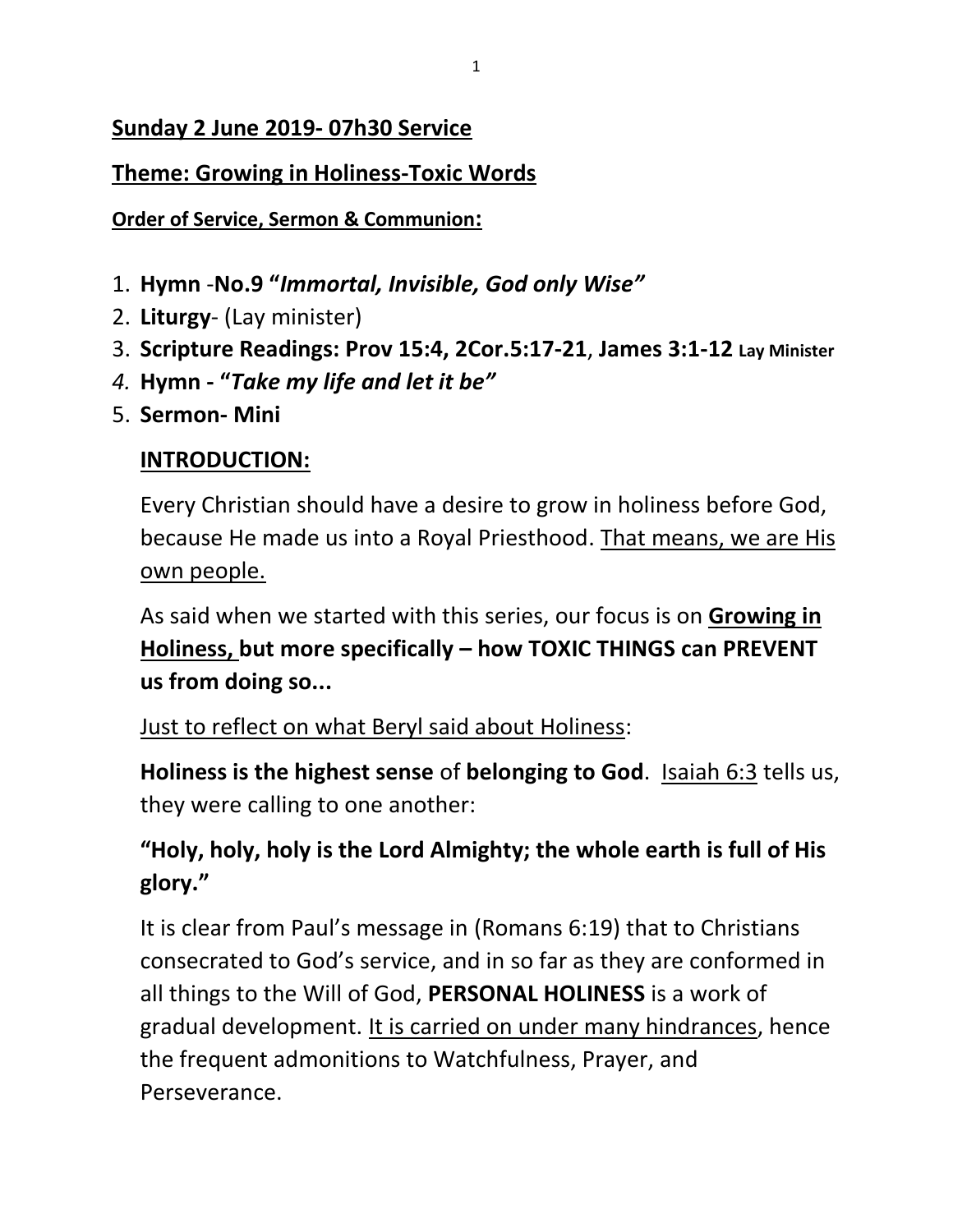**Sunday 2 June 2019- 07h30 Service**

**Theme: Growing in Holiness-Toxic Words**

**Order of Service, Sermon & Communion:**

1. **Hymn** -**No.9 "*Immortal, Invisible, God only Wise*"**
2. **Liturgy**- (Lay minister)
3. **Scripture Readings: Prov 15:4, 2Cor.5:17-21**, **James 3:1-12 Lay Minister**
4. **Hymn - "*Take my life and let it be*"**
5. **Sermon- Mini**

   **INTRODUCTION:**

   Every Christian should have a desire to grow in holiness before God, because He made us into a Royal Priesthood. That means, we are His own people.

   As said when we started with this series, our focus is on **Growing in Holiness, but more specifically – how TOXIC THINGS can PREVENT us from doing so...**

   Just to reflect on what Beryl said about Holiness:

   **Holiness is the highest sense** of **belonging to God**. Isaiah 6:3 tells us, they were calling to one another:

   **"Holy, holy, holy is the Lord Almighty; the whole earth is full of His glory."**

   It is clear from Paul's message in (Romans 6:19) that to Christians consecrated to God's service, and in so far as they are conformed in all things to the Will of God, **PERSONAL HOLINESS** is a work of gradual development. It is carried on under many hindrances, hence the frequent admonitions to Watchfulness, Prayer, and Perseverance.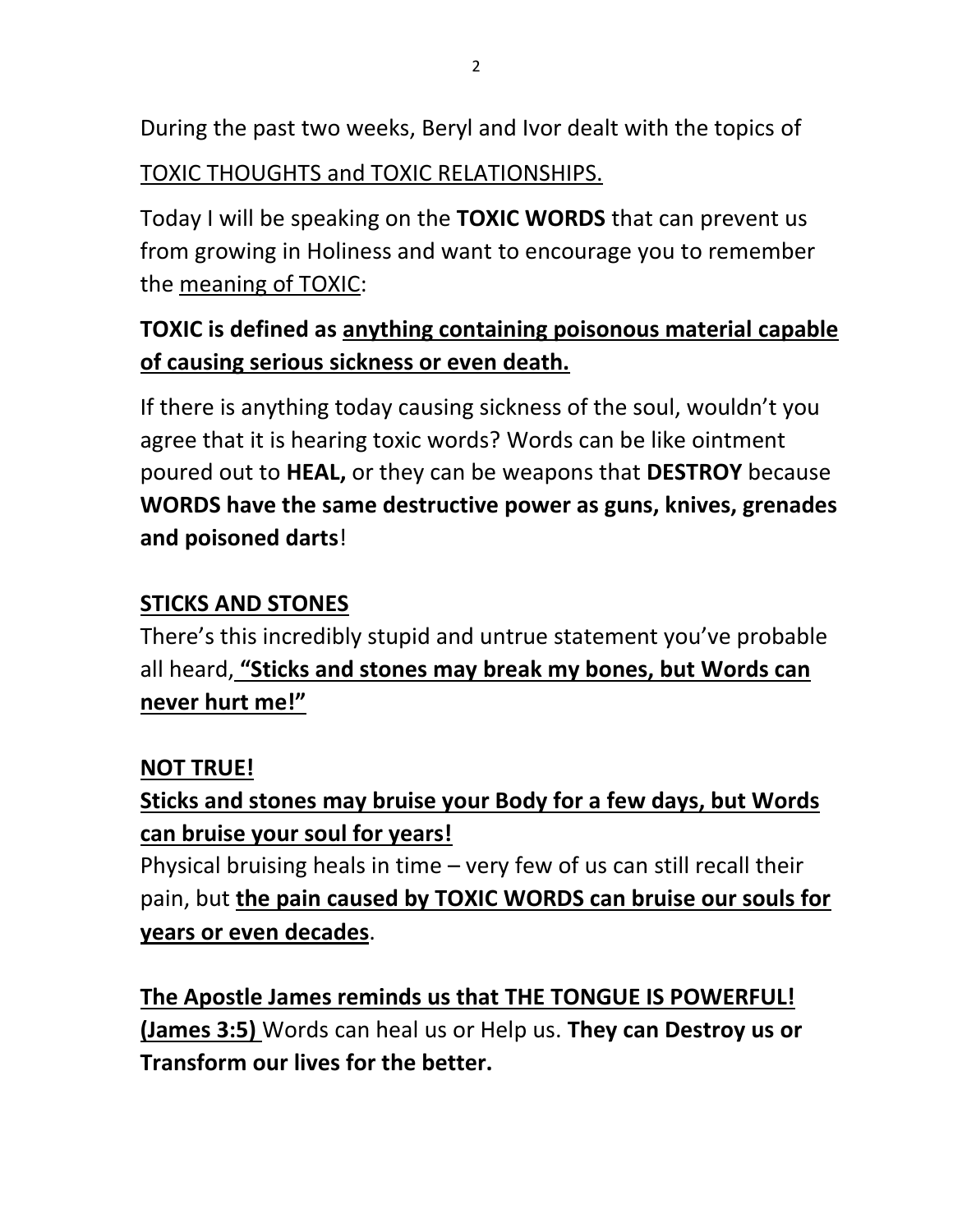During the past two weeks, Beryl and Ivor dealt with the topics of

<u>TOXIC THOUGHTS and TOXIC RELATIONSHIPS.</u>

Today I will be speaking on the **TOXIC WORDS** that can prevent us from growing in Holiness and want to encourage you to remember the <u>meaning of TOXIC</u>:

**TOXIC is defined as <u>anything containing poisonous material capable of causing serious sickness or even death.</u>**

If there is anything today causing sickness of the soul, wouldn't you agree that it is hearing toxic words? Words can be like ointment poured out to **HEAL,** or they can be weapons that **DESTROY** because **WORDS have the same destructive power as guns, knives, grenades and poisoned darts**!

## <u>STICKS AND STONES</u>

There's this incredibly stupid and untrue statement you've probable all heard, **<u>"Sticks and stones may break my bones, but Words can never hurt me!"</u>**

**<u>NOT TRUE!</u>**

**<u>Sticks and stones may bruise your Body for a few days, but Words can bruise your soul for years!</u>**

Physical bruising heals in time – very few of us can still recall their pain, but **<u>the pain caused by TOXIC WORDS can bruise our souls for years or even decades</u>**.

**<u>The Apostle James reminds us that THE TONGUE IS POWERFUL! (James 3:5)</u>** Words can heal us or Help us. **They can Destroy us or Transform our lives for the better.**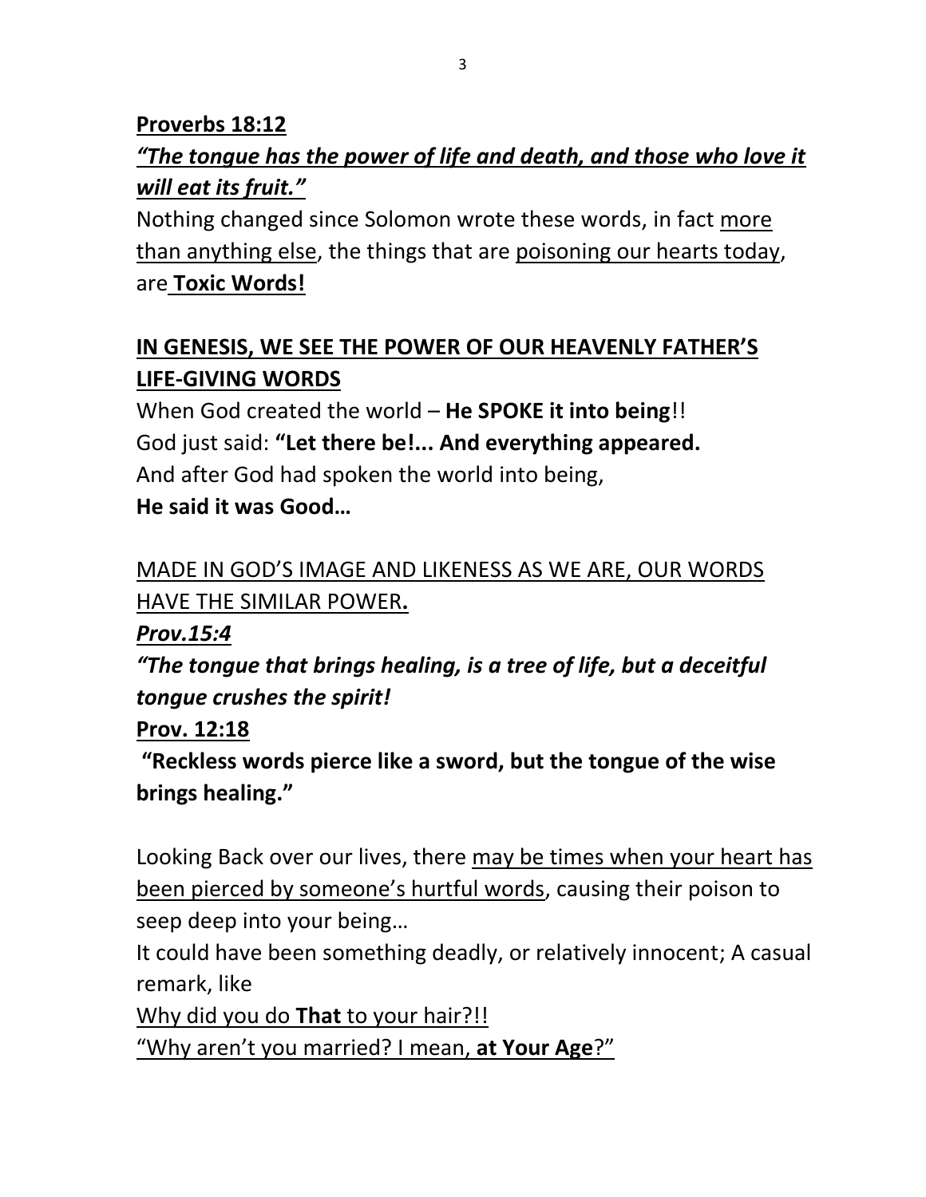**Proverbs 18:12**

***"The tongue has the power of life and death, and those who love it will eat its fruit."***

Nothing changed since Solomon wrote these words, in fact more than anything else, the things that are poisoning our hearts today, are **Toxic Words!**

**IN GENESIS, WE SEE THE POWER OF OUR HEAVENLY FATHER'S LIFE-GIVING WORDS**

When God created the world – **He SPOKE it into being**!!
God just said: **"Let there be!... And everything appeared.**
And after God had spoken the world into being,
**He said it was Good…**

MADE IN GOD'S IMAGE AND LIKENESS AS WE ARE, OUR WORDS HAVE THE SIMILAR POWER**.**

***Prov.15:4***

***"The tongue that brings healing, is a tree of life, but a deceitful tongue crushes the spirit!***

**Prov. 12:18**

**"Reckless words pierce like a sword, but the tongue of the wise brings healing."**

Looking Back over our lives, there may be times when your heart has been pierced by someone's hurtful words, causing their poison to seep deep into your being…

It could have been something deadly, or relatively innocent; A casual remark, like

Why did you do **That** to your hair?!!

"Why aren't you married? I mean, **at Your Age**?"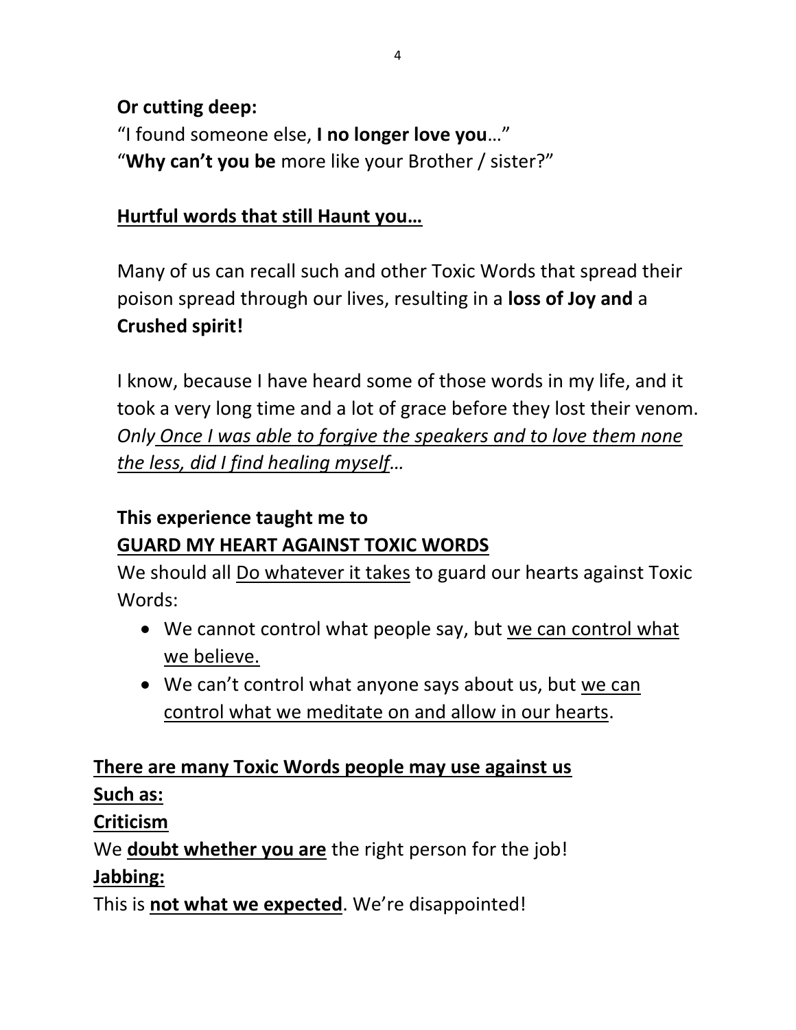**Or cutting deep:**
"I found someone else, **I no longer love you**…"
"**Why can't you be** more like your Brother / sister?"

<u>**Hurtful words that still Haunt you…**</u>

Many of us can recall such and other Toxic Words that spread their poison spread through our lives, resulting in a **loss of Joy and** a **Crushed spirit!**

I know, because I have heard some of those words in my life, and it took a very long time and a lot of grace before they lost their venom. *Only <u>Once I was able to forgive the speakers and to love them none the less, did I find healing myself</u>…*

**This experience taught me to**
<u>**GUARD MY HEART AGAINST TOXIC WORDS**</u>
We should all <u>Do whatever it takes</u> to guard our hearts against Toxic Words:

- We cannot control what people say, but <u>we can control what we believe.</u>
- We can't control what anyone says about us, but <u>we can control what we meditate on and allow in our hearts</u>.

<u>**There are many Toxic Words people may use against us**</u>
<u>**Such as:**</u>
<u>**Criticism**</u>
We <u>**doubt whether you are**</u> the right person for the job!
<u>**Jabbing:**</u>
This is <u>**not what we expected**</u>. We're disappointed!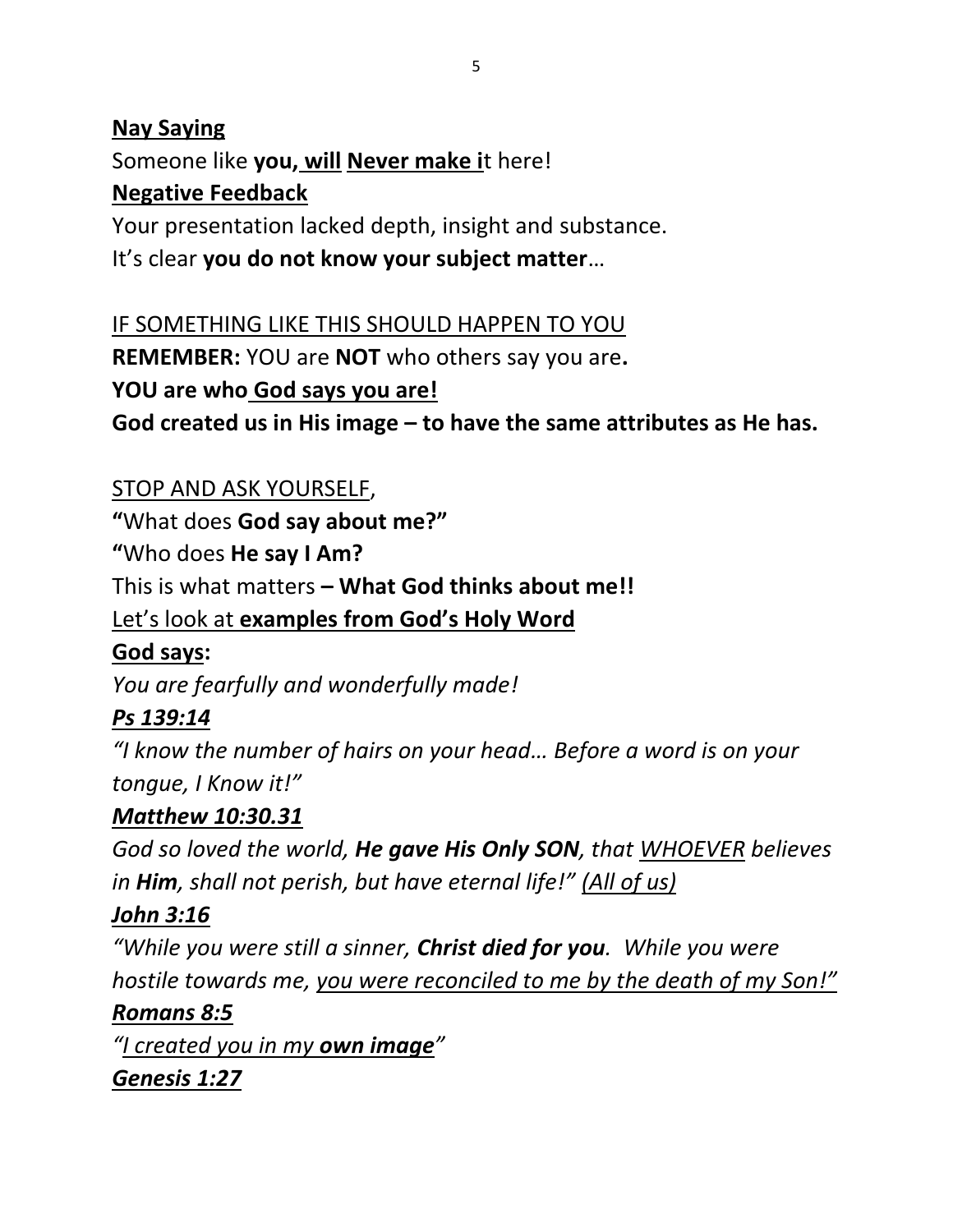**Nay Saying**

Someone like **you, will** **Never make i**t here!

**Negative Feedback**

Your presentation lacked depth, insight and substance.

It's clear **you do not know your subject matter**…

IF SOMETHING LIKE THIS SHOULD HAPPEN TO YOU

**REMEMBER:** YOU are **NOT** who others say you are**.**

**YOU are who God says you are!**

**God created us in His image – to have the same attributes as He has.**

STOP AND ASK YOURSELF,

**"**What does **God say about me?"**

**"**Who does **He say I Am?**

This is what matters **– What God thinks about me!!**

Let's look at **examples from God's Holy Word**

**God says:**

*You are fearfully and wonderfully made!*

***Ps 139:14***

*"I know the number of hairs on your head… Before a word is on your tongue, I Know it!"*

***Matthew 10:30.31***

*God so loved the world, **He gave His Only SON**, that WHOEVER believes in **Him**, shall not perish, but have eternal life!" (All of us)*

***John 3:16***

*"While you were still a sinner, **Christ died for you**. While you were hostile towards me, you were reconciled to me by the death of my Son!"*

***Romans 8:5***

*"I created you in my **own image**"*

***Genesis 1:27***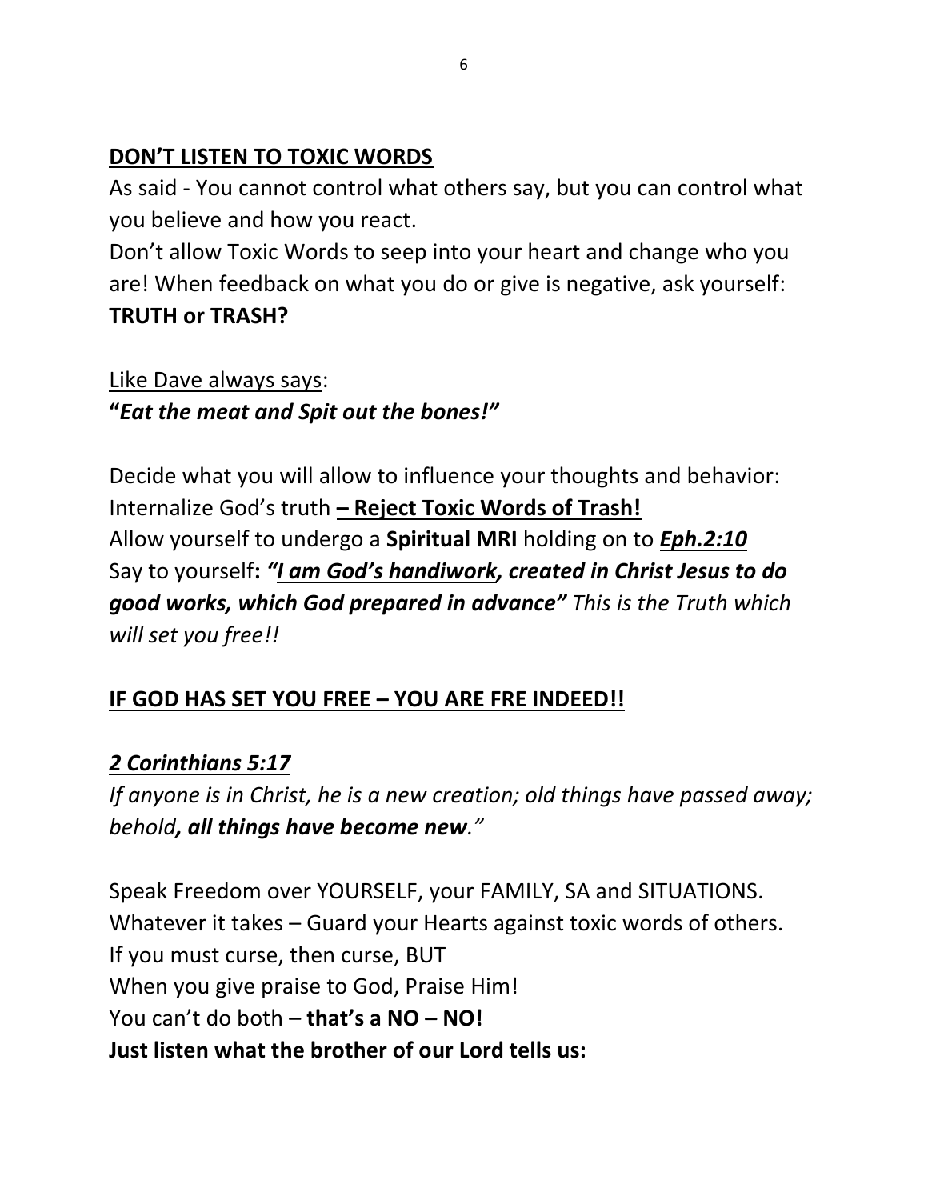## DON'T LISTEN TO TOXIC WORDS

As said - You cannot control what others say, but you can control what you believe and how you react.

Don't allow Toxic Words to seep into your heart and change who you are! When feedback on what you do or give is negative, ask yourself: **TRUTH or TRASH?**

Like Dave always says:
**"*Eat the meat and Spit out the bones!"***

Decide what you will allow to influence your thoughts and behavior: Internalize God's truth **– Reject Toxic Words of Trash!**
Allow yourself to undergo a **Spiritual MRI** holding on to ***Eph.2:10***
Say to yourself**: *"I am God's handiwork, created in Christ Jesus to do good works, which God prepared in advance"*** *This is the Truth which will set you free!!*

## IF GOD HAS SET YOU FREE – YOU ARE FRE INDEED!!

***2 Corinthians 5:17***

*If anyone is in Christ, he is a new creation; old things have passed away; behold**, all things have become new**."*

Speak Freedom over YOURSELF, your FAMILY, SA and SITUATIONS.
Whatever it takes – Guard your Hearts against toxic words of others.
If you must curse, then curse, BUT
When you give praise to God, Praise Him!
You can't do both – **that's a NO – NO!**
**Just listen what the brother of our Lord tells us:**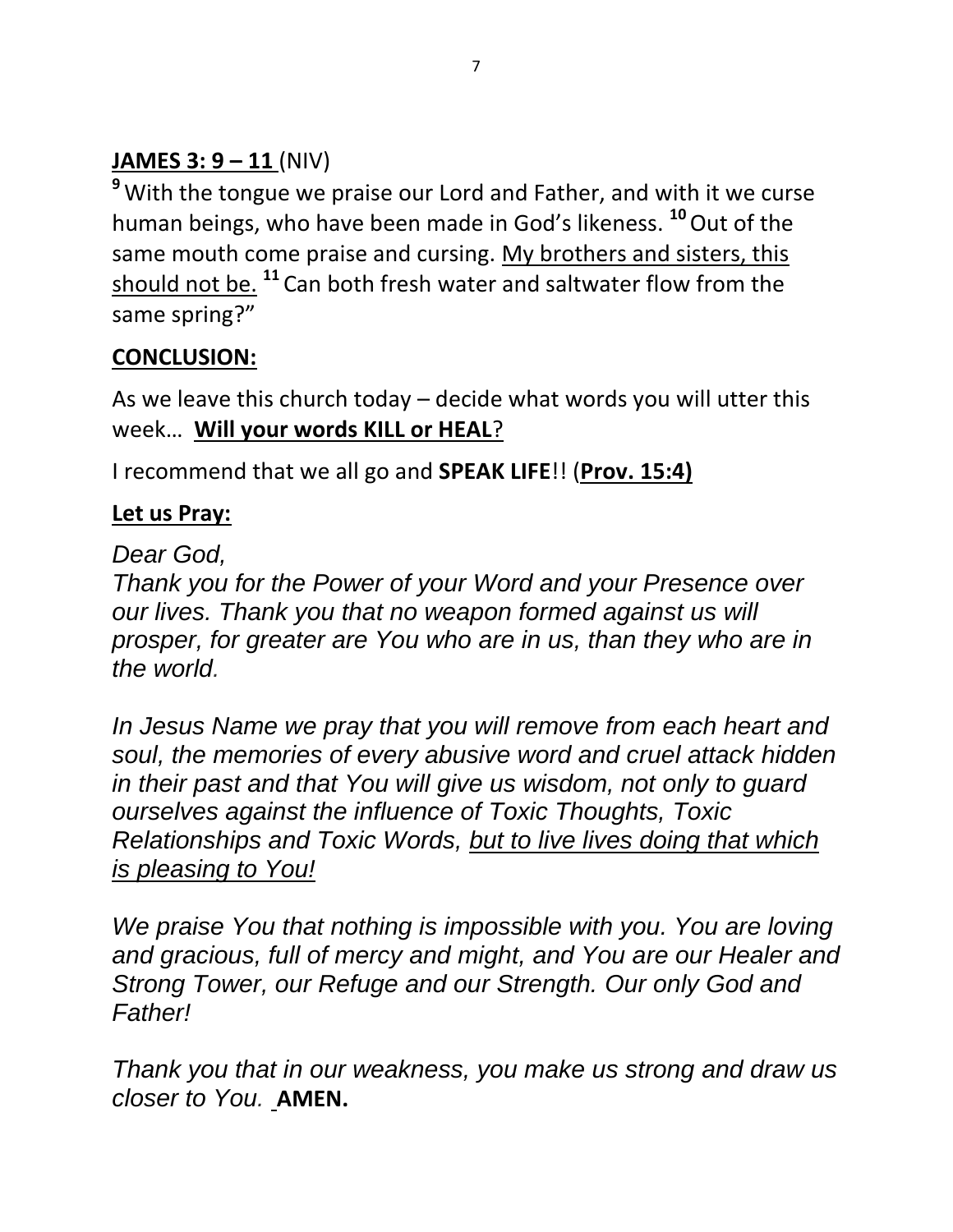**<u>JAMES 3: 9 – 11</u>** (NIV)

[9] With the tongue we praise our Lord and Father, and with it we curse human beings, who have been made in God's likeness. [10] Out of the same mouth come praise and cursing. <u>My brothers and sisters, this should not be.</u> [11] Can both fresh water and saltwater flow from the same spring?"

**<u>CONCLUSION:</u>**

As we leave this church today – decide what words you will utter this week… **<u>Will your words KILL or HEAL</u>**?

I recommend that we all go and **SPEAK LIFE**!! (**<u>Prov. 15:4)</u>**

**<u>Let us Pray:</u>**

*Dear God,*
*Thank you for the Power of your Word and your Presence over our lives. Thank you that no weapon formed against us will prosper, for greater are You who are in us, than they who are in the world.*

*In Jesus Name we pray that you will remove from each heart and soul, the memories of every abusive word and cruel attack hidden in their past and that You will give us wisdom, not only to guard ourselves against the influence of Toxic Thoughts, Toxic Relationships and Toxic Words, <u>but to live lives doing that which is pleasing to You!</u>*

*We praise You that nothing is impossible with you. You are loving and gracious, full of mercy and might, and You are our Healer and Strong Tower, our Refuge and our Strength. Our only God and Father!*

*Thank you that in our weakness, you make us strong and draw us closer to You.* **AMEN.**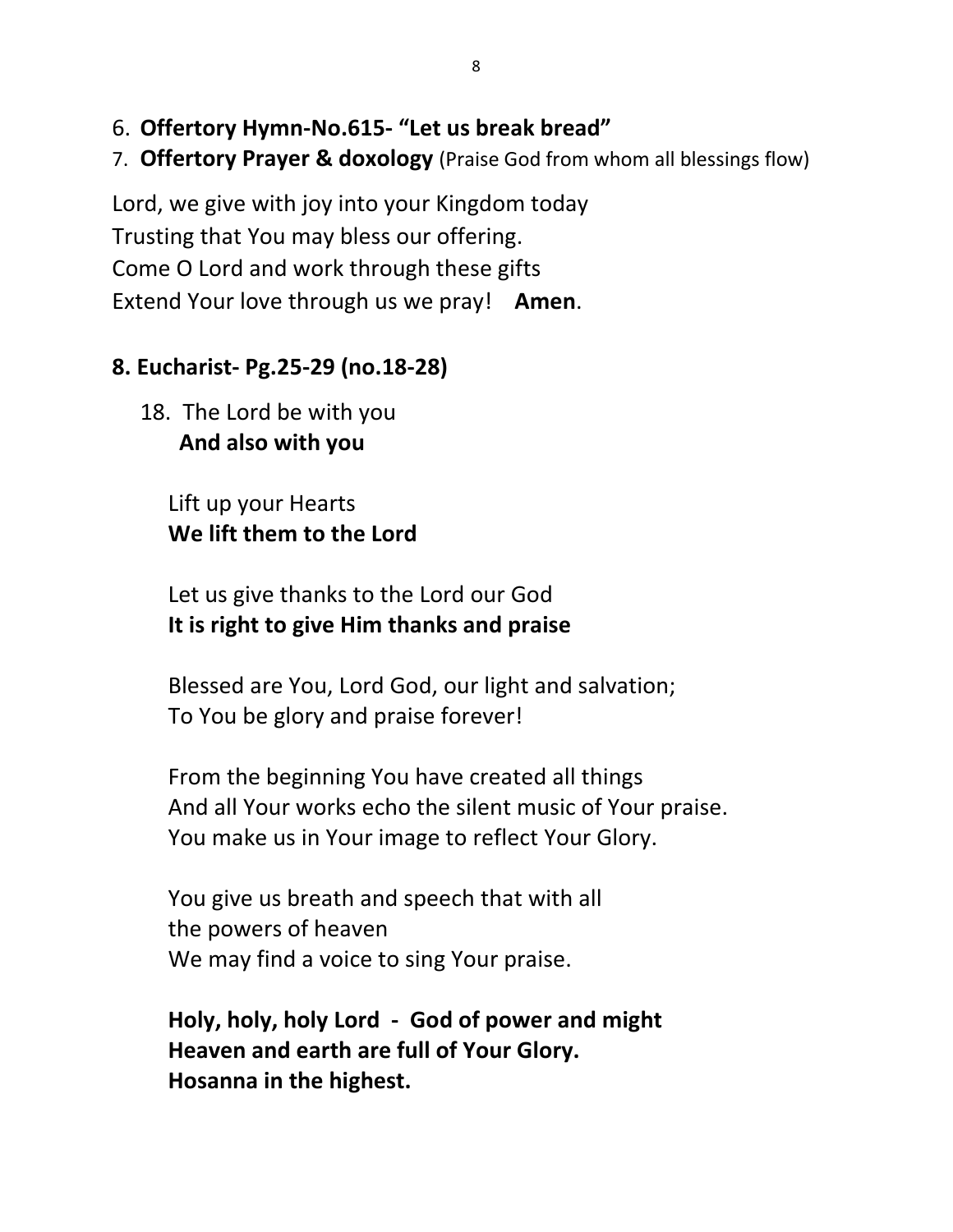6. **Offertory Hymn-No.615- "Let us break bread"**
7. **Offertory Prayer & doxology** (Praise God from whom all blessings flow)

Lord, we give with joy into your Kingdom today
Trusting that You may bless our offering.
Come O Lord and work through these gifts
Extend Your love through us we pray! **Amen**.

**8. Eucharist- Pg.25-29 (no.18-28)**

18. The Lord be with you
**And also with you**

Lift up your Hearts
**We lift them to the Lord**

Let us give thanks to the Lord our God
**It is right to give Him thanks and praise**

Blessed are You, Lord God, our light and salvation;
To You be glory and praise forever!

From the beginning You have created all things
And all Your works echo the silent music of Your praise.
You make us in Your image to reflect Your Glory.

You give us breath and speech that with all
the powers of heaven
We may find a voice to sing Your praise.

**Holy, holy, holy Lord - God of power and might**
**Heaven and earth are full of Your Glory.**
**Hosanna in the highest.**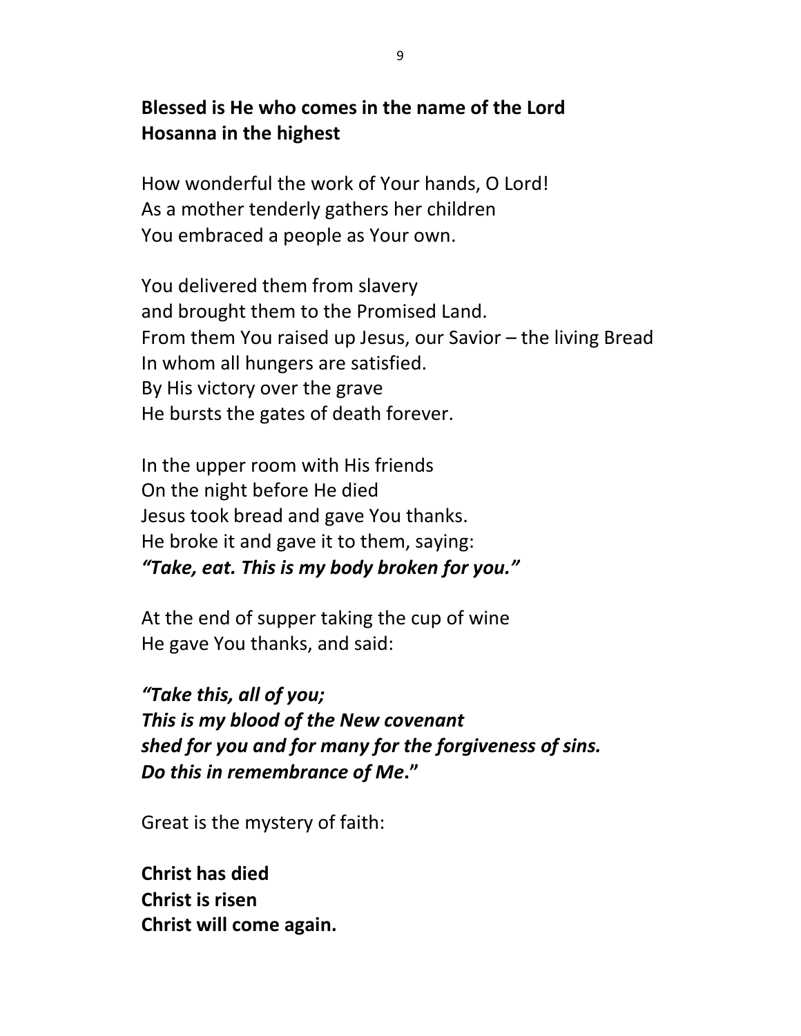**Blessed is He who comes in the name of the Lord**
**Hosanna in the highest**

How wonderful the work of Your hands, O Lord!
As a mother tenderly gathers her children
You embraced a people as Your own.

You delivered them from slavery
and brought them to the Promised Land.
From them You raised up Jesus, our Savior – the living Bread
In whom all hungers are satisfied.
By His victory over the grave
He bursts the gates of death forever.

In the upper room with His friends
On the night before He died
Jesus took bread and gave You thanks.
He broke it and gave it to them, saying:
***"Take, eat. This is my body broken for you."***

At the end of supper taking the cup of wine
He gave You thanks, and said:

***"Take this, all of you;***
***This is my blood of the New covenant***
***shed for you and for many for the forgiveness of sins.***
***Do this in remembrance of Me*."**

Great is the mystery of faith:

**Christ has died**
**Christ is risen**
**Christ will come again.**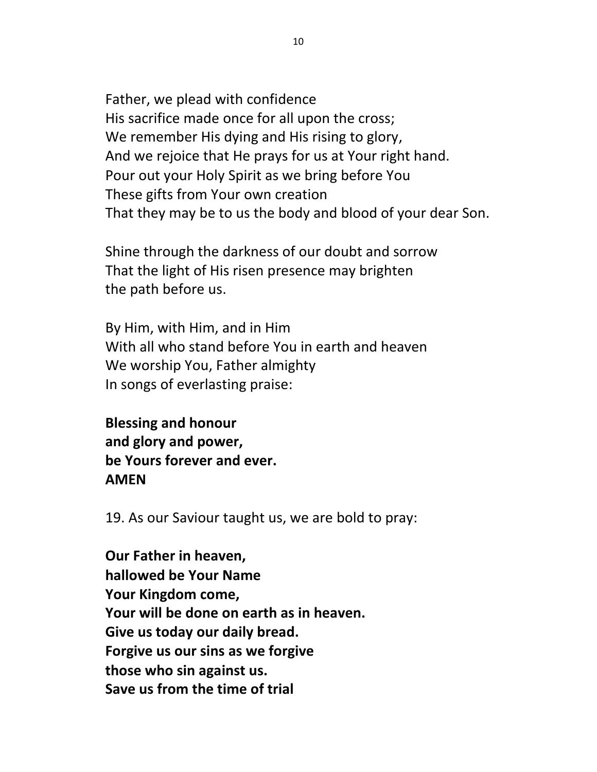Father, we plead with confidence
His sacrifice made once for all upon the cross;
We remember His dying and His rising to glory,
And we rejoice that He prays for us at Your right hand.
Pour out your Holy Spirit as we bring before You
These gifts from Your own creation
That they may be to us the body and blood of your dear Son.

Shine through the darkness of our doubt and sorrow
That the light of His risen presence may brighten
the path before us.

By Him, with Him, and in Him
With all who stand before You in earth and heaven
We worship You, Father almighty
In songs of everlasting praise:

**Blessing and honour**
**and glory and power,**
**be Yours forever and ever.**
**AMEN**

19. As our Saviour taught us, we are bold to pray:

**Our Father in heaven,**
**hallowed be Your Name**
**Your Kingdom come,**
**Your will be done on earth as in heaven.**
**Give us today our daily bread.**
**Forgive us our sins as we forgive**
**those who sin against us.**
**Save us from the time of trial**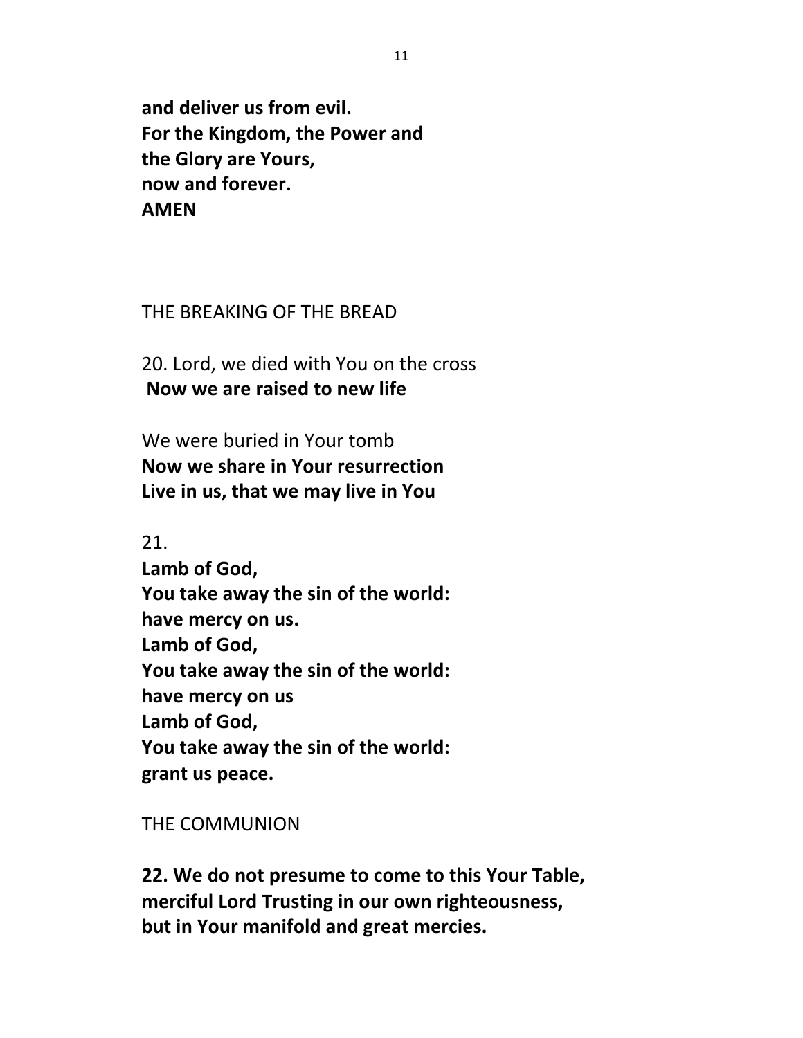**and deliver us from evil.**
**For the Kingdom, the Power and**
**the Glory are Yours,**
**now and forever.**
**AMEN**

THE BREAKING OF THE BREAD

20. Lord, we died with You on the cross
**Now we are raised to new life**

We were buried in Your tomb
**Now we share in Your resurrection**
**Live in us, that we may live in You**

21.
**Lamb of God,**
**You take away the sin of the world:**
**have mercy on us.**
**Lamb of God,**
**You take away the sin of the world:**
**have mercy on us**
**Lamb of God,**
**You take away the sin of the world:**
**grant us peace.**

THE COMMUNION

**22. We do not presume to come to this Your Table,**
**merciful Lord Trusting in our own righteousness,**
**but in Your manifold and great mercies.**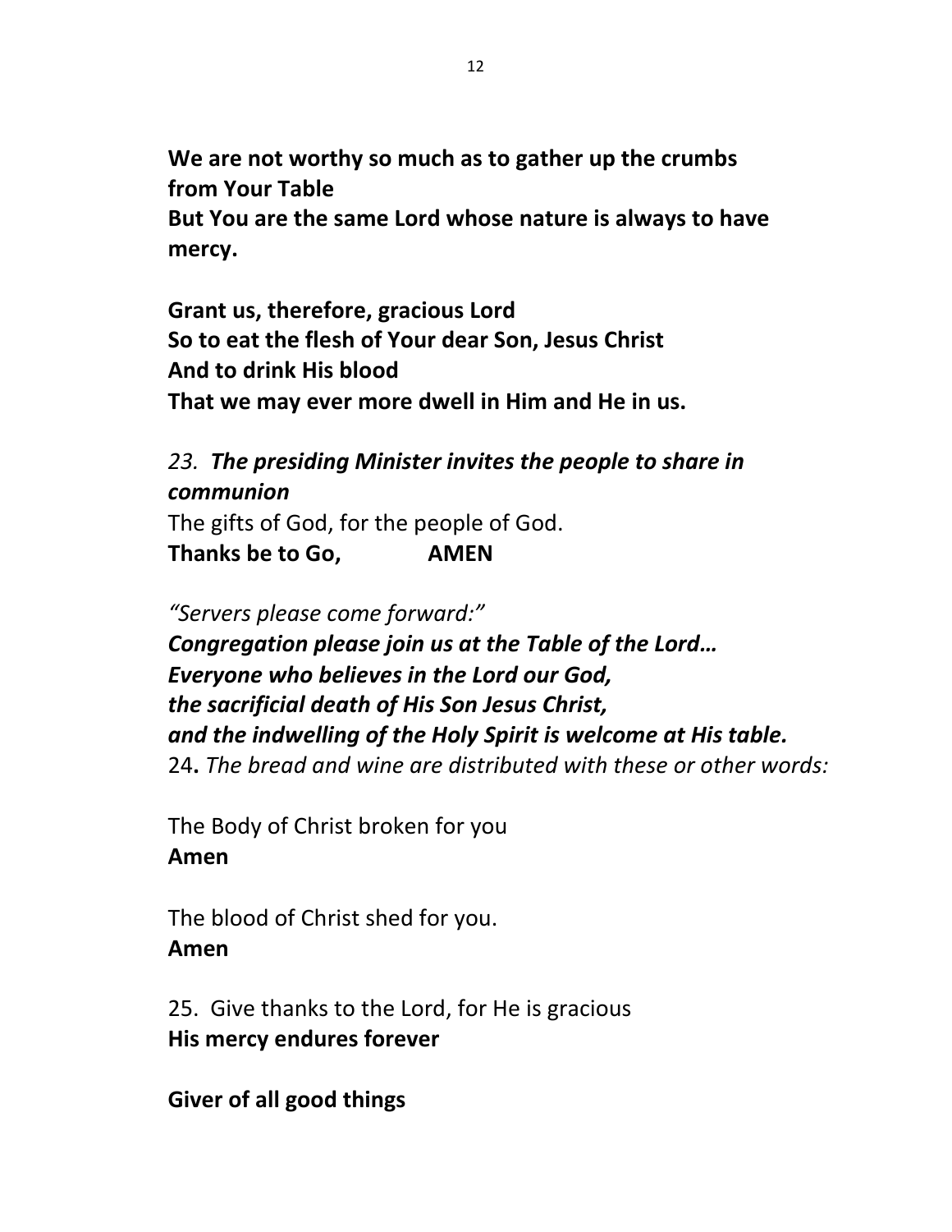**We are not worthy so much as to gather up the crumbs from Your Table**
**But You are the same Lord whose nature is always to have mercy.**

**Grant us, therefore, gracious Lord**
**So to eat the flesh of Your dear Son, Jesus Christ**
**And to drink His blood**
**That we may ever more dwell in Him and He in us.**

*23.* ***The presiding Minister invites the people to share in communion***
The gifts of God, for the people of God.
**Thanks be to Go,   AMEN**

*"Servers please come forward:"*
***Congregation please join us at the Table of the Lord…***
***Everyone who believes in the Lord our God,***
***the sacrificial death of His Son Jesus Christ,***
***and the indwelling of the Holy Spirit is welcome at His table.***
24**.** *The bread and wine are distributed with these or other words:*

The Body of Christ broken for you
**Amen**

The blood of Christ shed for you.
**Amen**

25. Give thanks to the Lord, for He is gracious
**His mercy endures forever**

**Giver of all good things**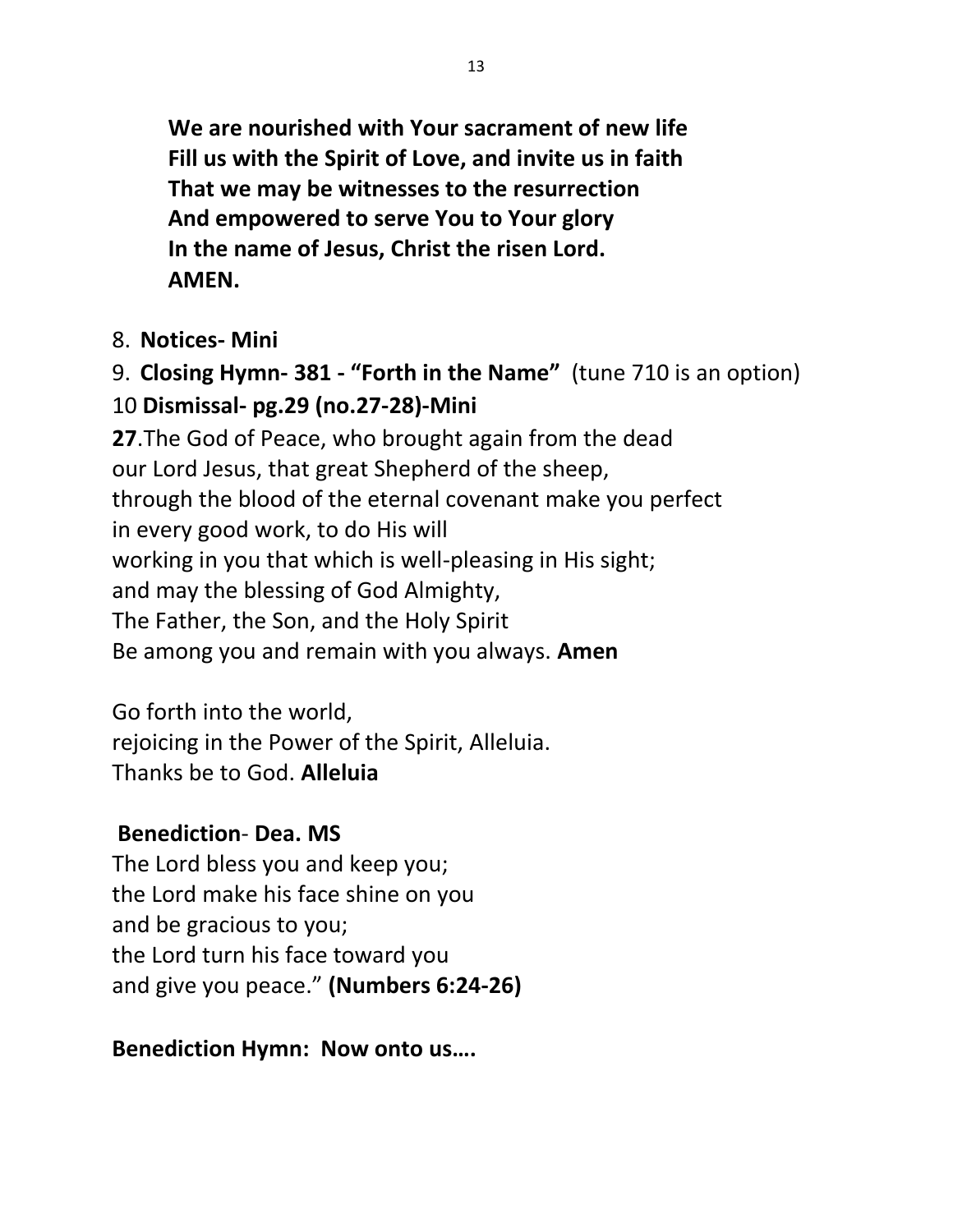**We are nourished with Your sacrament of new life**
**Fill us with the Spirit of Love, and invite us in faith**
**That we may be witnesses to the resurrection**
**And empowered to serve You to Your glory**
**In the name of Jesus, Christ the risen Lord.**
**AMEN.**

8. **Notices- Mini**
9. **Closing Hymn- 381 - "Forth in the Name"** (tune 710 is an option)

10 **Dismissal- pg.29 (no.27-28)-Mini**

**27**.The God of Peace, who brought again from the dead
our Lord Jesus, that great Shepherd of the sheep,
through the blood of the eternal covenant make you perfect
in every good work, to do His will
working in you that which is well-pleasing in His sight;
and may the blessing of God Almighty,
The Father, the Son, and the Holy Spirit
Be among you and remain with you always. **Amen**

Go forth into the world,
rejoicing in the Power of the Spirit, Alleluia.
Thanks be to God. **Alleluia**

**Benediction**- **Dea. MS**
The Lord bless you and keep you;
the Lord make his face shine on you
and be gracious to you;
the Lord turn his face toward you
and give you peace." **(Numbers 6:24-26)**

**Benediction Hymn: Now onto us….**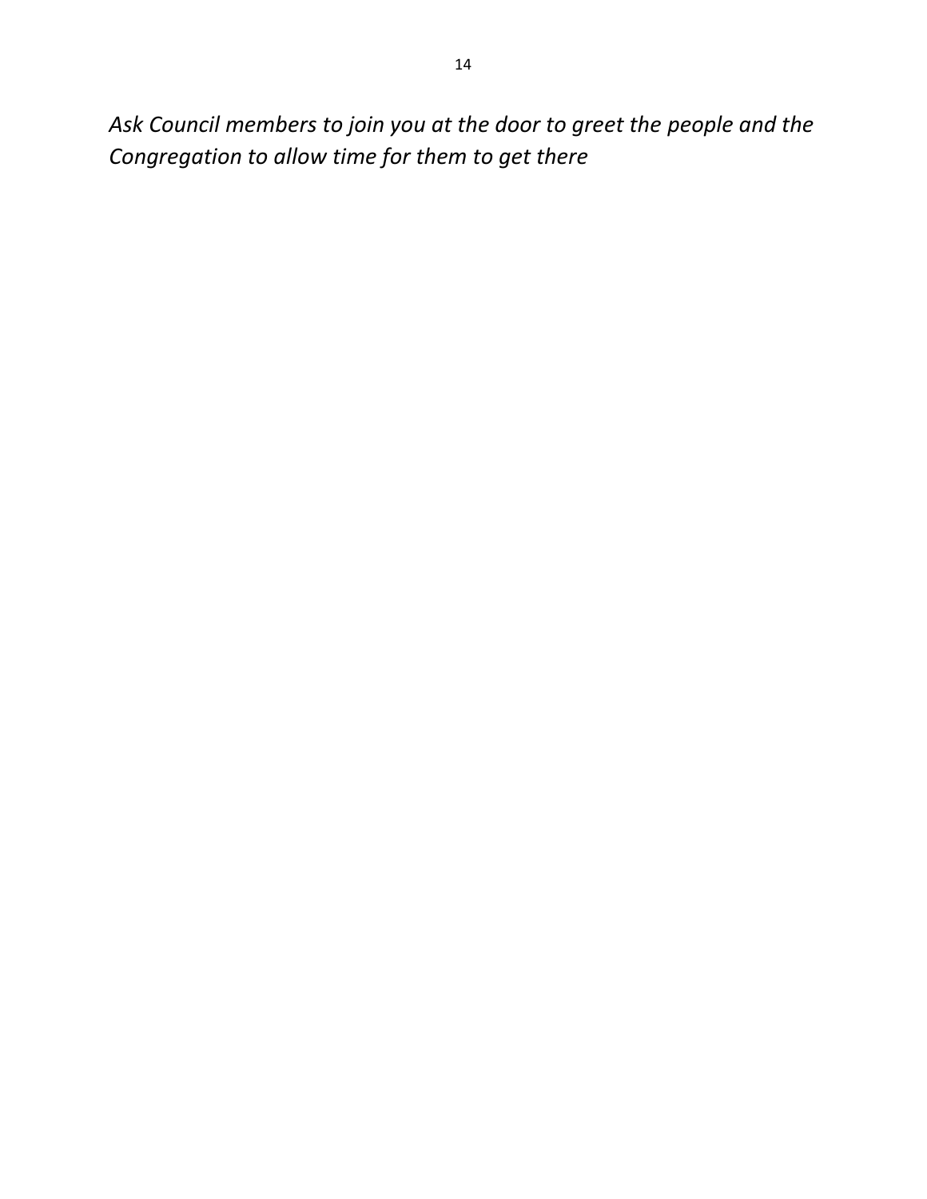*Ask Council members to join you at the door to greet the people and the Congregation to allow time for them to get there*